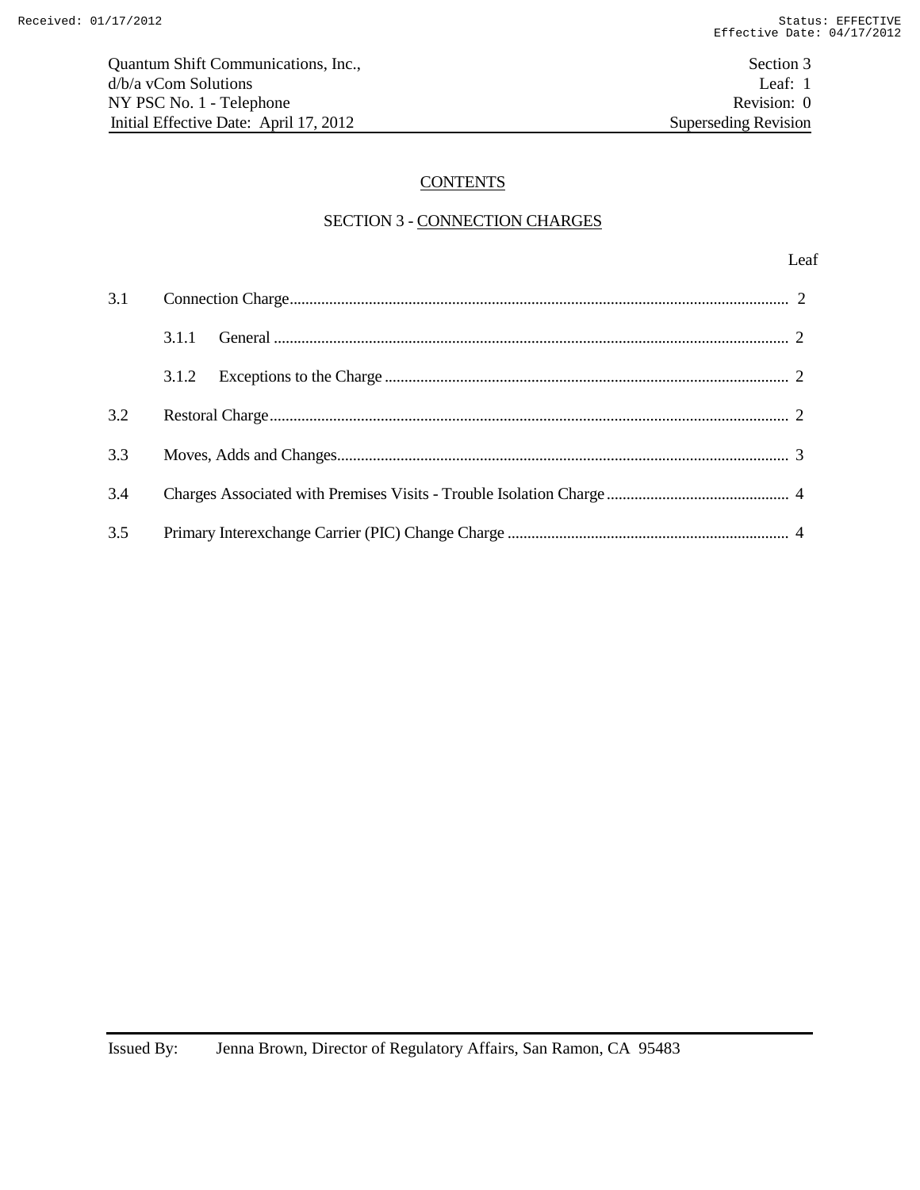# CONTENTS

## SECTION 3 - CONNECTION CHARGES

| | | Leaf |
|---|---|---|
| 3.1 | Connection Charge | 2 |
| | 3.1.1 General | 2 |
| | 3.1.2 Exceptions to the Charge | 2 |
| 3.2 | Restoral Charge | 2 |
| 3.3 | Moves, Adds and Changes | 3 |
| 3.4 | Charges Associated with Premises Visits - Trouble Isolation Charge | 4 |
| 3.5 | Primary Interexchange Carrier (PIC) Change Charge | 4 |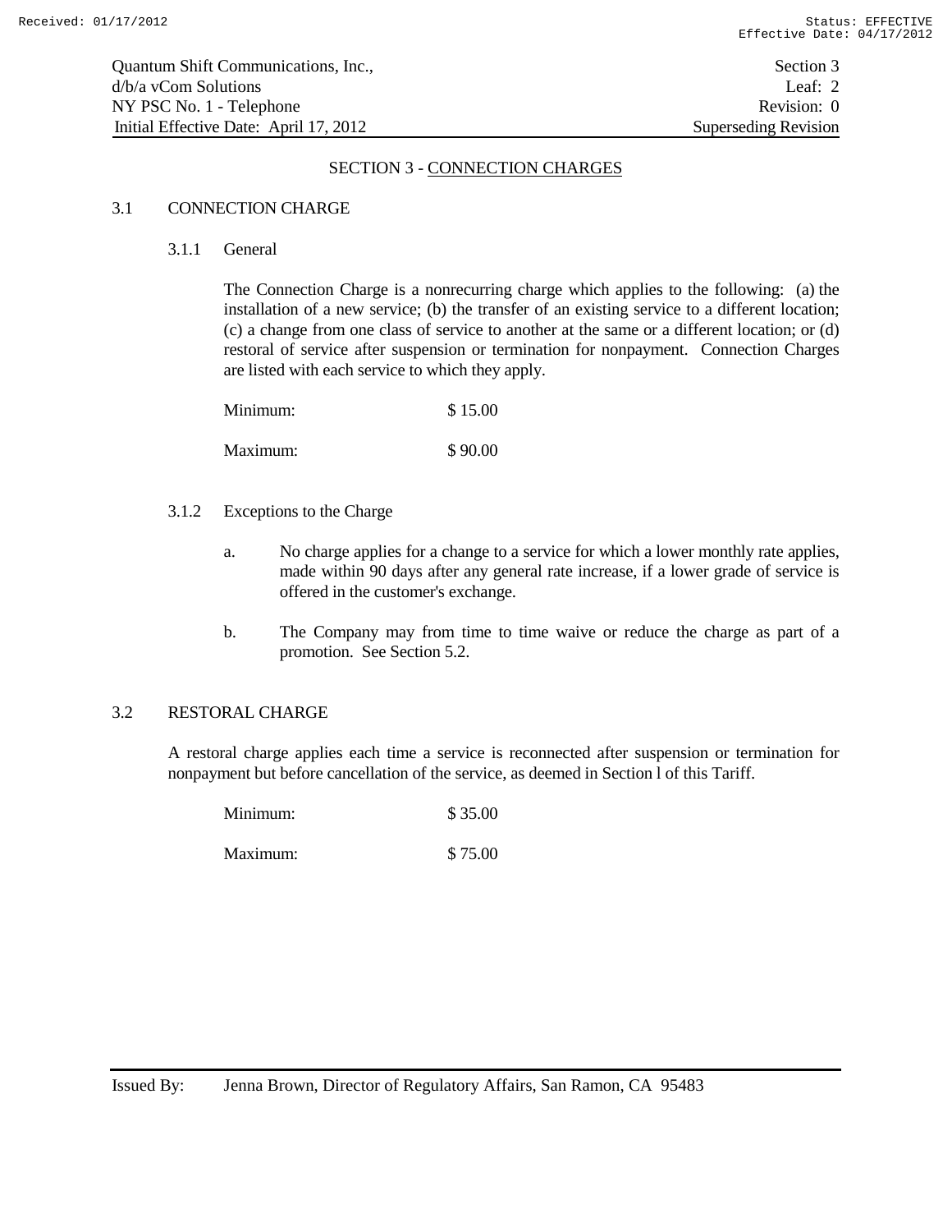# SECTION 3 - CONNECTION CHARGES

## 3.1 CONNECTION CHARGE

### 3.1.1 General

The Connection Charge is a nonrecurring charge which applies to the following: (a) the installation of a new service; (b) the transfer of an existing service to a different location; (c) a change from one class of service to another at the same or a different location; or (d) restoral of service after suspension or termination for nonpayment. Connection Charges are listed with each service to which they apply.

| | |
|---|---|
| Minimum: | $ 15.00 |
| Maximum: | $ 90.00 |

### 3.1.2 Exceptions to the Charge

a. No charge applies for a change to a service for which a lower monthly rate applies, made within 90 days after any general rate increase, if a lower grade of service is offered in the customer's exchange.

b. The Company may from time to time waive or reduce the charge as part of a promotion. See Section 5.2.

## 3.2 RESTORAL CHARGE

A restoral charge applies each time a service is reconnected after suspension or termination for nonpayment but before cancellation of the service, as deemed in Section l of this Tariff.

| | |
|---|---|
| Minimum: | $ 35.00 |
| Maximum: | $ 75.00 |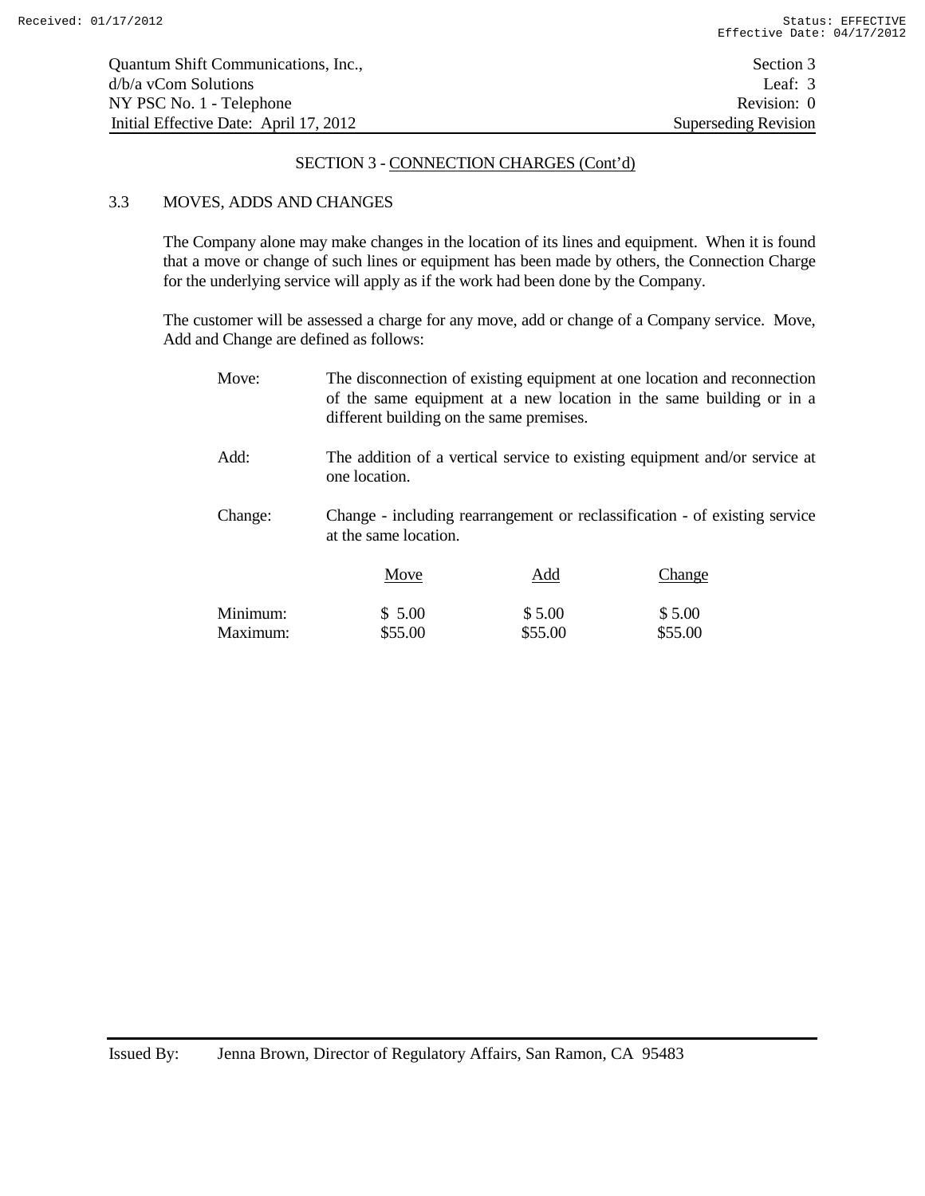## SECTION 3 - CONNECTION CHARGES (Cont'd)

### 3.3 MOVES, ADDS AND CHANGES

The Company alone may make changes in the location of its lines and equipment. When it is found that a move or change of such lines or equipment has been made by others, the Connection Charge for the underlying service will apply as if the work had been done by the Company.

The customer will be assessed a charge for any move, add or change of a Company service. Move, Add and Change are defined as follows:

Move: The disconnection of existing equipment at one location and reconnection of the same equipment at a new location in the same building or in a different building on the same premises.

Add: The addition of a vertical service to existing equipment and/or service at one location.

Change: Change - including rearrangement or reclassification - of existing service at the same location.

| | Move | Add | Change |
|---|---|---|---|
| Minimum: | $ 5.00 | $ 5.00 | $ 5.00 |
| Maximum: | $55.00 | $55.00 | $55.00 |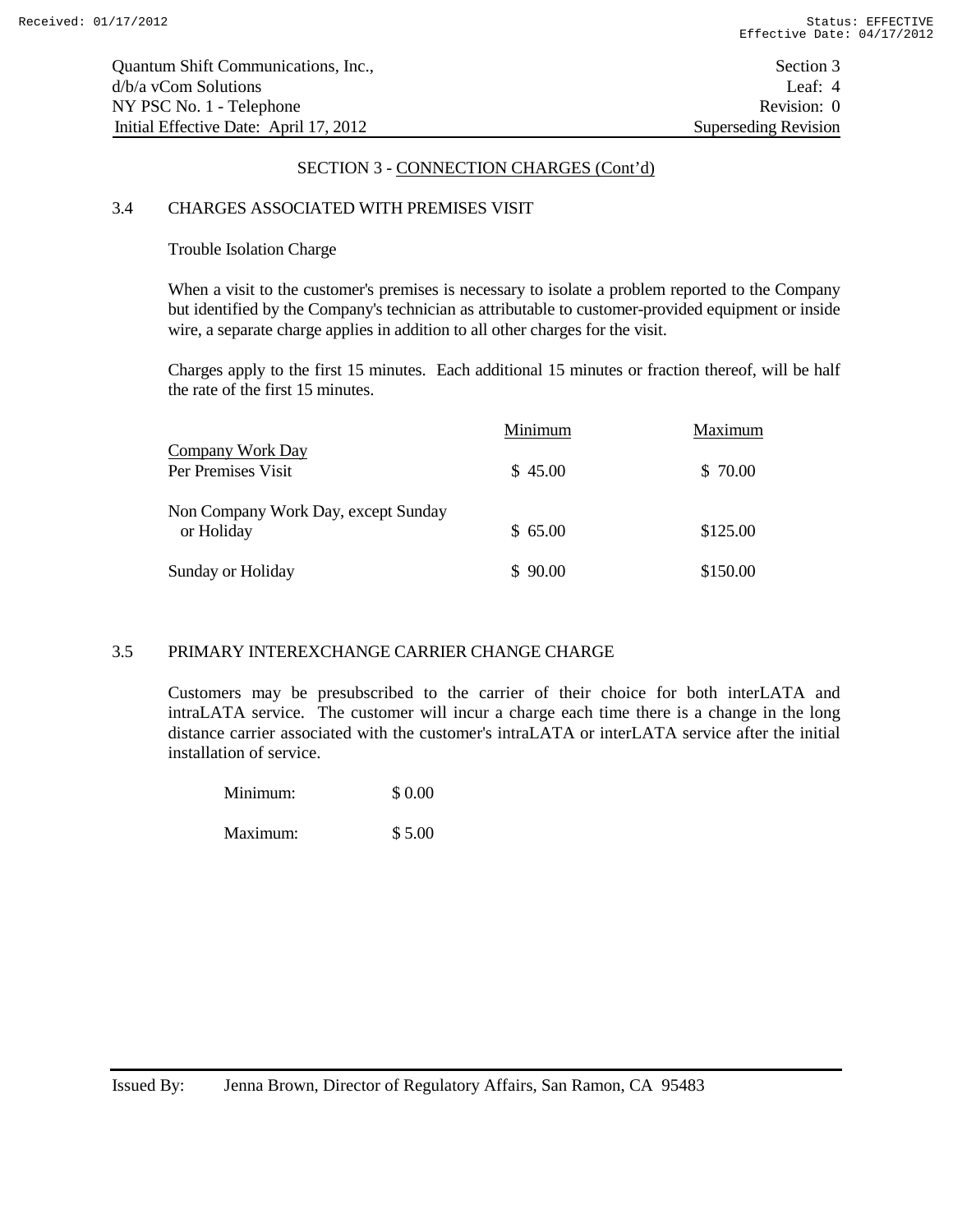## SECTION 3 - CONNECTION CHARGES (Cont'd)

### 3.4 CHARGES ASSOCIATED WITH PREMISES VISIT

Trouble Isolation Charge

When a visit to the customer's premises is necessary to isolate a problem reported to the Company but identified by the Company's technician as attributable to customer-provided equipment or inside wire, a separate charge applies in addition to all other charges for the visit.

Charges apply to the first 15 minutes. Each additional 15 minutes or fraction thereof, will be half the rate of the first 15 minutes.

| | Minimum | Maximum |
|---|---|---|
| Company Work Day<br>Per Premises Visit | $ 45.00 | $ 70.00 |
| Non Company Work Day, except Sunday or Holiday | $ 65.00 | $125.00 |
| Sunday or Holiday | $ 90.00 | $150.00 |

### 3.5 PRIMARY INTEREXCHANGE CARRIER CHANGE CHARGE

Customers may be presubscribed to the carrier of their choice for both interLATA and intraLATA service. The customer will incur a charge each time there is a change in the long distance carrier associated with the customer's intraLATA or interLATA service after the initial installation of service.

| | |
|---|---|
| Minimum: | $ 0.00 |
| Maximum: | $ 5.00 |